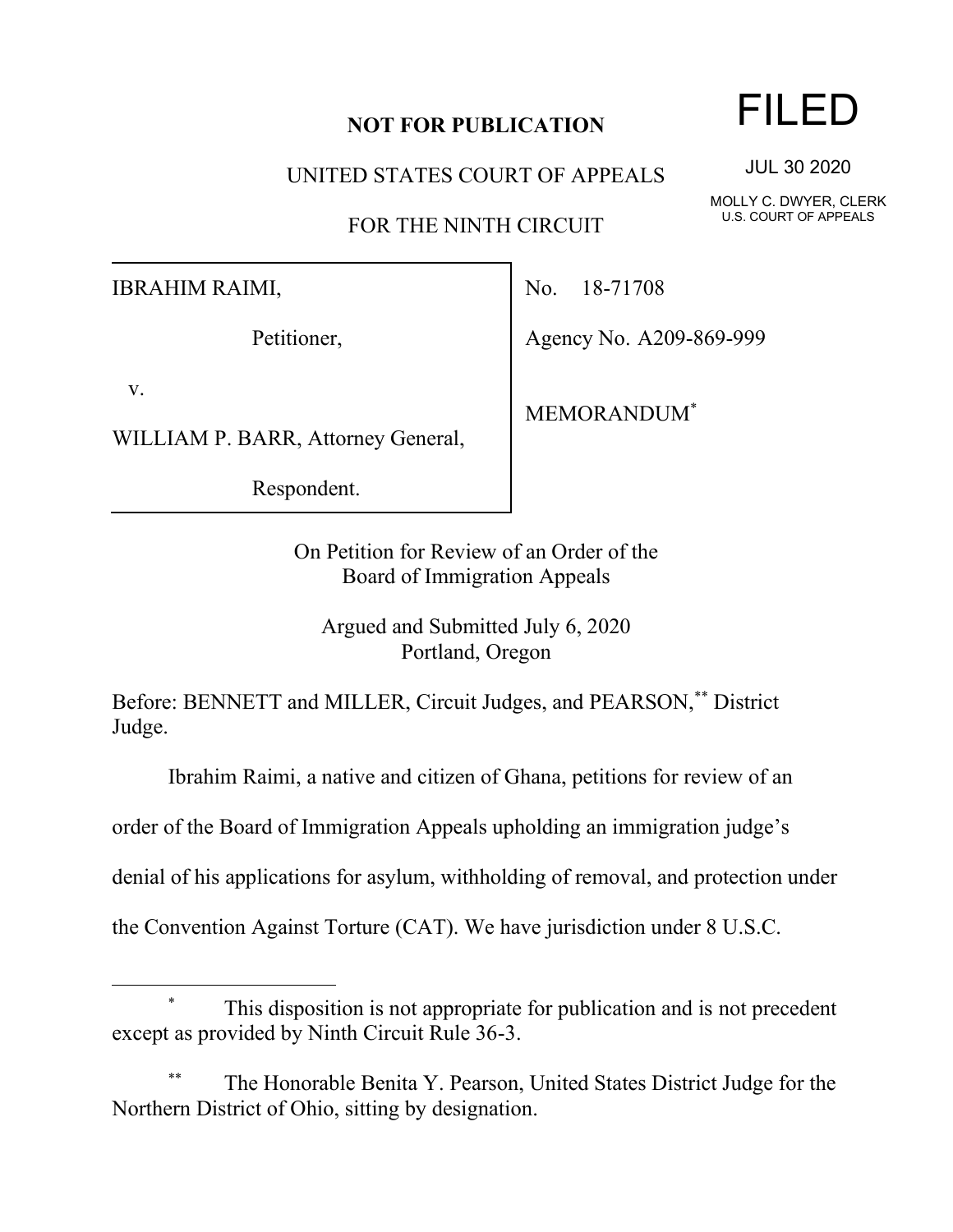**NOT FOR PUBLICATION**

UNITED STATES COURT OF APPEALS

FOR THE NINTH CIRCUIT

FILED

JUL 30 2020

MOLLY C. DWYER, CLERK
U.S. COURT OF APPEALS

| | |
|---|---|
| IBRAHIM RAIMI, Petitioner, v. WILLIAM P. BARR, Attorney General, Respondent. | No. 18-71708 Agency No. A209-869-999 MEMORANDUM[*] |

On Petition for Review of an Order of the
Board of Immigration Appeals

Argued and Submitted July 6, 2020
Portland, Oregon

Before: BENNETT and MILLER, Circuit Judges, and PEARSON,[**] District Judge.

Ibrahim Raimi, a native and citizen of Ghana, petitions for review of an order of the Board of Immigration Appeals upholding an immigration judge's denial of his applications for asylum, withholding of removal, and protection under the Convention Against Torture (CAT). We have jurisdiction under 8 U.S.C.

---

[*] This disposition is not appropriate for publication and is not precedent except as provided by Ninth Circuit Rule 36-3.

[**] The Honorable Benita Y. Pearson, United States District Judge for the Northern District of Ohio, sitting by designation.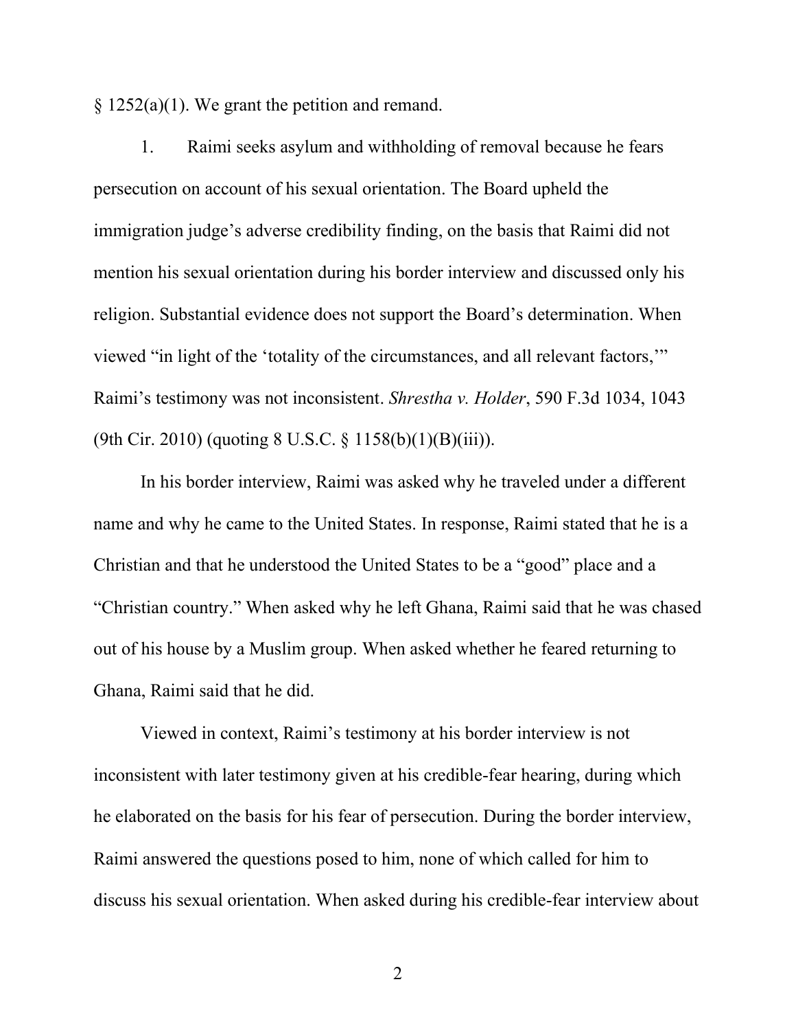§ 1252(a)(1). We grant the petition and remand.

1. Raimi seeks asylum and withholding of removal because he fears persecution on account of his sexual orientation. The Board upheld the immigration judge's adverse credibility finding, on the basis that Raimi did not mention his sexual orientation during his border interview and discussed only his religion. Substantial evidence does not support the Board's determination. When viewed "in light of the 'totality of the circumstances, and all relevant factors,'" Raimi's testimony was not inconsistent. *Shrestha v. Holder*, 590 F.3d 1034, 1043 (9th Cir. 2010) (quoting 8 U.S.C. § 1158(b)(1)(B)(iii)).

In his border interview, Raimi was asked why he traveled under a different name and why he came to the United States. In response, Raimi stated that he is a Christian and that he understood the United States to be a "good" place and a "Christian country." When asked why he left Ghana, Raimi said that he was chased out of his house by a Muslim group. When asked whether he feared returning to Ghana, Raimi said that he did.

Viewed in context, Raimi's testimony at his border interview is not inconsistent with later testimony given at his credible-fear hearing, during which he elaborated on the basis for his fear of persecution. During the border interview, Raimi answered the questions posed to him, none of which called for him to discuss his sexual orientation. When asked during his credible-fear interview about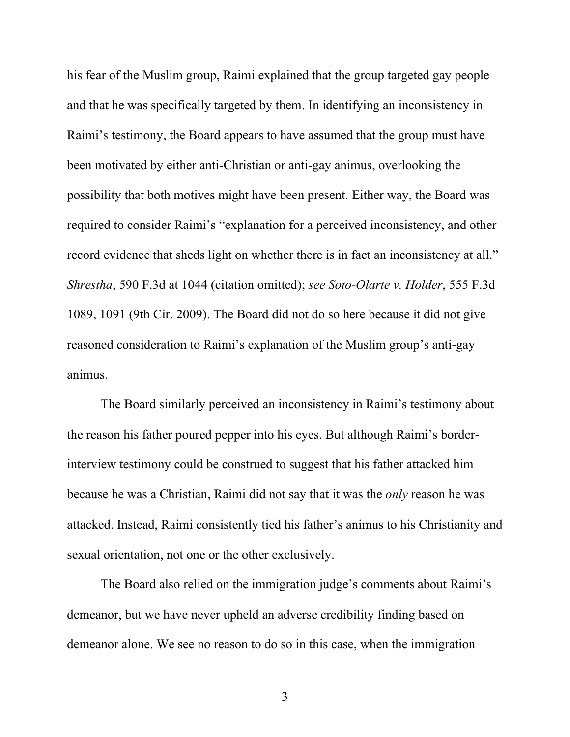his fear of the Muslim group, Raimi explained that the group targeted gay people and that he was specifically targeted by them. In identifying an inconsistency in Raimi's testimony, the Board appears to have assumed that the group must have been motivated by either anti-Christian or anti-gay animus, overlooking the possibility that both motives might have been present. Either way, the Board was required to consider Raimi's "explanation for a perceived inconsistency, and other record evidence that sheds light on whether there is in fact an inconsistency at all." *Shrestha*, 590 F.3d at 1044 (citation omitted); *see Soto-Olarte v. Holder*, 555 F.3d 1089, 1091 (9th Cir. 2009). The Board did not do so here because it did not give reasoned consideration to Raimi's explanation of the Muslim group's anti-gay animus.

The Board similarly perceived an inconsistency in Raimi's testimony about the reason his father poured pepper into his eyes. But although Raimi's border-interview testimony could be construed to suggest that his father attacked him because he was a Christian, Raimi did not say that it was the *only* reason he was attacked. Instead, Raimi consistently tied his father's animus to his Christianity and sexual orientation, not one or the other exclusively.

The Board also relied on the immigration judge's comments about Raimi's demeanor, but we have never upheld an adverse credibility finding based on demeanor alone. We see no reason to do so in this case, when the immigration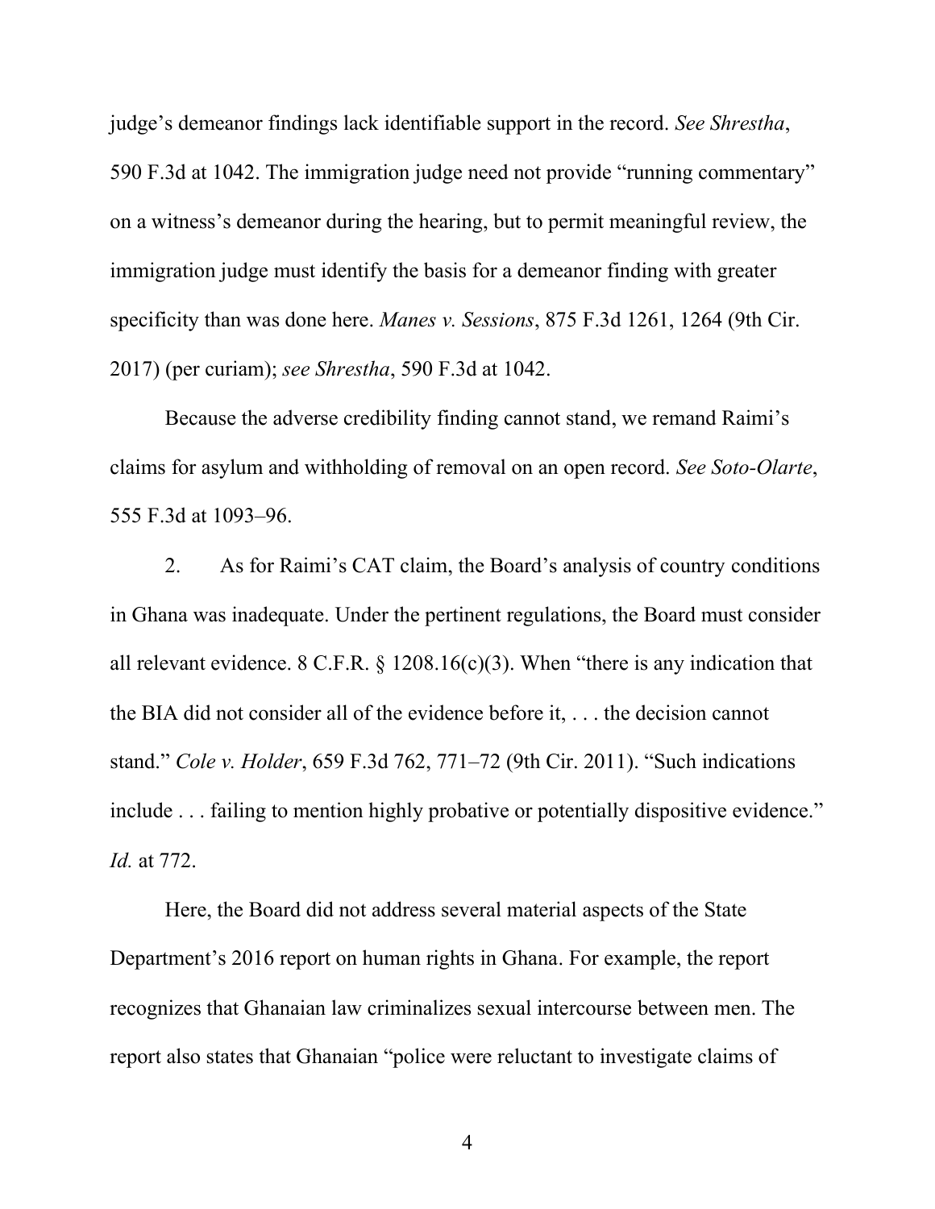judge's demeanor findings lack identifiable support in the record. *See Shrestha*, 590 F.3d at 1042. The immigration judge need not provide "running commentary" on a witness's demeanor during the hearing, but to permit meaningful review, the immigration judge must identify the basis for a demeanor finding with greater specificity than was done here. *Manes v. Sessions*, 875 F.3d 1261, 1264 (9th Cir. 2017) (per curiam); *see Shrestha*, 590 F.3d at 1042.

Because the adverse credibility finding cannot stand, we remand Raimi's claims for asylum and withholding of removal on an open record. *See Soto-Olarte*, 555 F.3d at 1093–96.

2. As for Raimi's CAT claim, the Board's analysis of country conditions in Ghana was inadequate. Under the pertinent regulations, the Board must consider all relevant evidence. 8 C.F.R. § 1208.16(c)(3). When "there is any indication that the BIA did not consider all of the evidence before it, . . . the decision cannot stand." *Cole v. Holder*, 659 F.3d 762, 771–72 (9th Cir. 2011). "Such indications include . . . failing to mention highly probative or potentially dispositive evidence." *Id.* at 772.

Here, the Board did not address several material aspects of the State Department's 2016 report on human rights in Ghana. For example, the report recognizes that Ghanaian law criminalizes sexual intercourse between men. The report also states that Ghanaian "police were reluctant to investigate claims of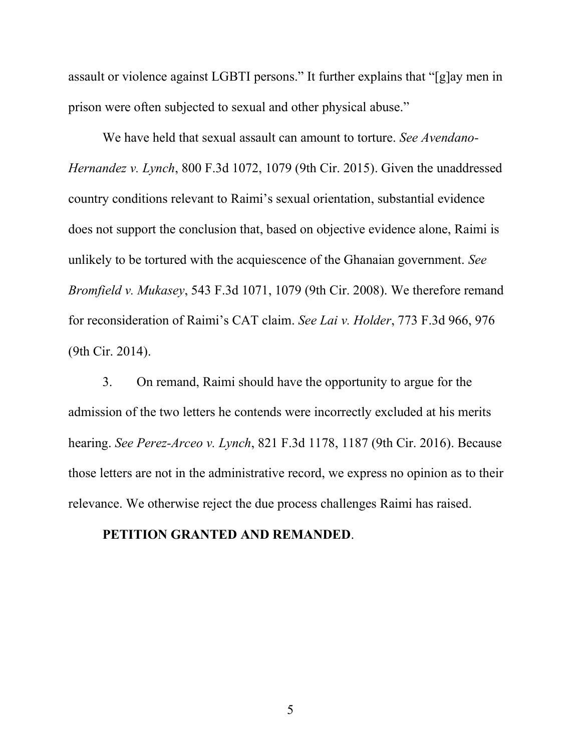assault or violence against LGBTI persons." It further explains that "[g]ay men in prison were often subjected to sexual and other physical abuse."

We have held that sexual assault can amount to torture. *See Avendano-Hernandez v. Lynch*, 800 F.3d 1072, 1079 (9th Cir. 2015). Given the unaddressed country conditions relevant to Raimi's sexual orientation, substantial evidence does not support the conclusion that, based on objective evidence alone, Raimi is unlikely to be tortured with the acquiescence of the Ghanaian government. *See Bromfield v. Mukasey*, 543 F.3d 1071, 1079 (9th Cir. 2008). We therefore remand for reconsideration of Raimi's CAT claim. *See Lai v. Holder*, 773 F.3d 966, 976 (9th Cir. 2014).

3. On remand, Raimi should have the opportunity to argue for the admission of the two letters he contends were incorrectly excluded at his merits hearing. *See Perez-Arceo v. Lynch*, 821 F.3d 1178, 1187 (9th Cir. 2016). Because those letters are not in the administrative record, we express no opinion as to their relevance. We otherwise reject the due process challenges Raimi has raised.

**PETITION GRANTED AND REMANDED**.